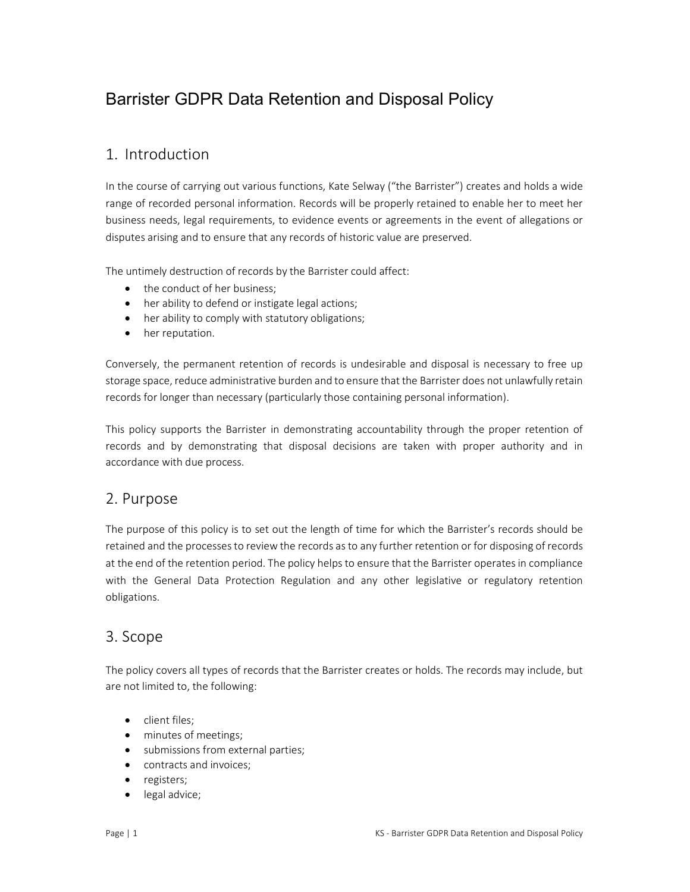# Barrister GDPR Data Retention and Disposal Policy

## 1. Introduction

In the course of carrying out various functions, Kate Selway ("the Barrister") creates and holds a wide range of recorded personal information. Records will be properly retained to enable her to meet her business needs, legal requirements, to evidence events or agreements in the event of allegations or disputes arising and to ensure that any records of historic value are preserved.

The untimely destruction of records by the Barrister could affect:

- the conduct of her business;
- her ability to defend or instigate legal actions;
- her ability to comply with statutory obligations;
- her reputation.

Conversely, the permanent retention of records is undesirable and disposal is necessary to free up storage space, reduce administrative burden and to ensure that the Barrister does not unlawfully retain records for longer than necessary (particularly those containing personal information).

This policy supports the Barrister in demonstrating accountability through the proper retention of records and by demonstrating that disposal decisions are taken with proper authority and in accordance with due process.

## 2. Purpose

The purpose of this policy is to set out the length of time for which the Barrister's records should be retained and the processes to review the records as to any further retention or for disposing of records at the end of the retention period. The policy helps to ensure that the Barrister operates in compliance with the General Data Protection Regulation and any other legislative or regulatory retention obligations.

## 3. Scope

The policy covers all types of records that the Barrister creates or holds. The records may include, but are not limited to, the following:

- client files;
- minutes of meetings;
- submissions from external parties;
- contracts and invoices;
- registers;
- legal advice;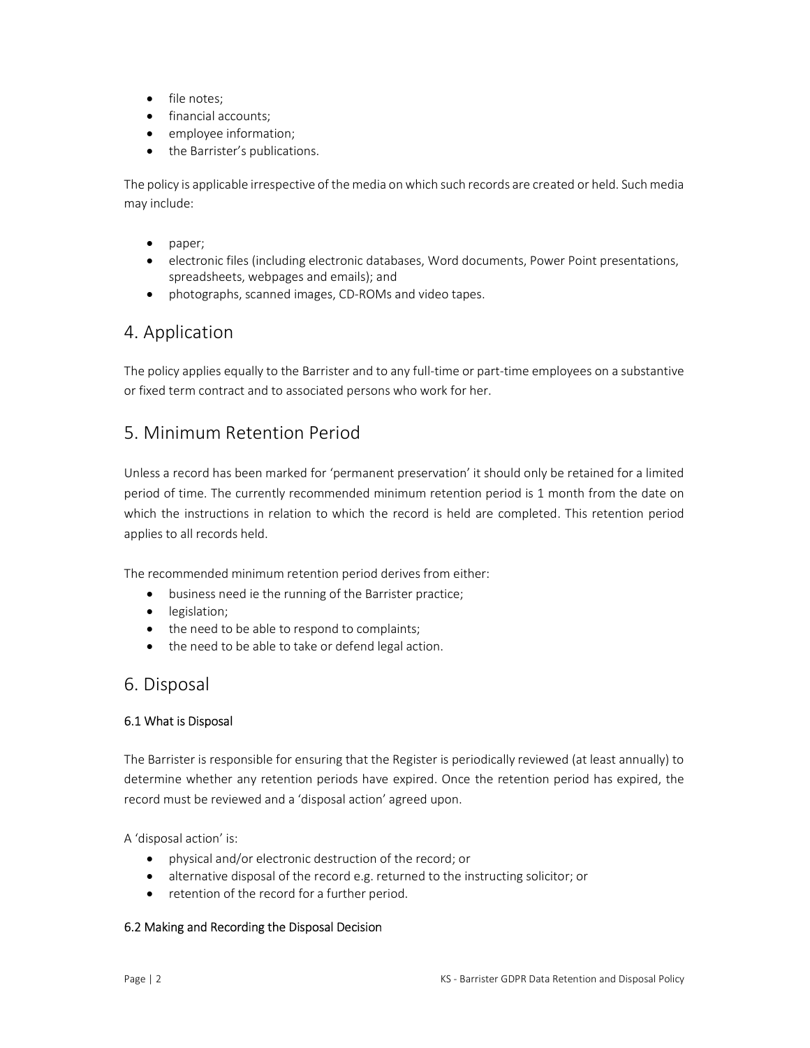- file notes;
- financial accounts;
- employee information;
- the Barrister's publications.

The policy is applicable irrespective of the media on which such records are created or held. Such media may include:

- paper;
- electronic files (including electronic databases, Word documents, Power Point presentations, spreadsheets, webpages and emails); and
- photographs, scanned images, CD-ROMs and video tapes.

## 4. Application

The policy applies equally to the Barrister and to any full-time or part-time employees on a substantive or fixed term contract and to associated persons who work for her.

## 5. Minimum Retention Period

Unless a record has been marked for 'permanent preservation' it should only be retained for a limited period of time. The currently recommended minimum retention period is 1 month from the date on which the instructions in relation to which the record is held are completed. This retention period applies to all records held.

The recommended minimum retention period derives from either:

- business need ie the running of the Barrister practice;
- legislation;
- the need to be able to respond to complaints;
- the need to be able to take or defend legal action.

## 6. Disposal

### 6.1 What is Disposal

The Barrister is responsible for ensuring that the Register is periodically reviewed (at least annually) to determine whether any retention periods have expired. Once the retention period has expired, the record must be reviewed and a 'disposal action' agreed upon.

A 'disposal action' is:

- physical and/or electronic destruction of the record; or
- alternative disposal of the record e.g. returned to the instructing solicitor; or
- retention of the record for a further period.

### 6.2 Making and Recording the Disposal Decision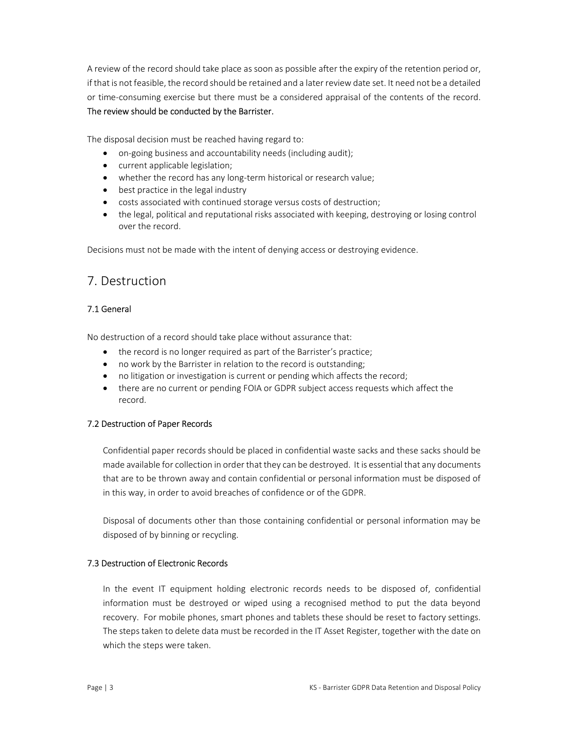A review of the record should take place as soon as possible after the expiry of the retention period or, if that is not feasible, the record should be retained and a later review date set. It need not be a detailed or time-consuming exercise but there must be a considered appraisal of the contents of the record. The review should be conducted by the Barrister.

The disposal decision must be reached having regard to:

- on-going business and accountability needs (including audit);
- current applicable legislation;
- whether the record has any long-term historical or research value;
- best practice in the legal industry
- costs associated with continued storage versus costs of destruction;
- the legal, political and reputational risks associated with keeping, destroying or losing control over the record.

Decisions must not be made with the intent of denying access or destroying evidence.

## 7. Destruction

### 7.1 General

No destruction of a record should take place without assurance that:

- the record is no longer required as part of the Barrister's practice;
- no work by the Barrister in relation to the record is outstanding;
- no litigation or investigation is current or pending which affects the record;
- there are no current or pending FOIA or GDPR subject access requests which affect the record.

### 7.2 Destruction of Paper Records

Confidential paper records should be placed in confidential waste sacks and these sacks should be made available for collection in order that they can be destroyed. It is essential that any documents that are to be thrown away and contain confidential or personal information must be disposed of in this way, in order to avoid breaches of confidence or of the GDPR.

Disposal of documents other than those containing confidential or personal information may be disposed of by binning or recycling.

### 7.3 Destruction of Electronic Records

In the event IT equipment holding electronic records needs to be disposed of, confidential information must be destroyed or wiped using a recognised method to put the data beyond recovery. For mobile phones, smart phones and tablets these should be reset to factory settings. The steps taken to delete data must be recorded in the IT Asset Register, together with the date on which the steps were taken.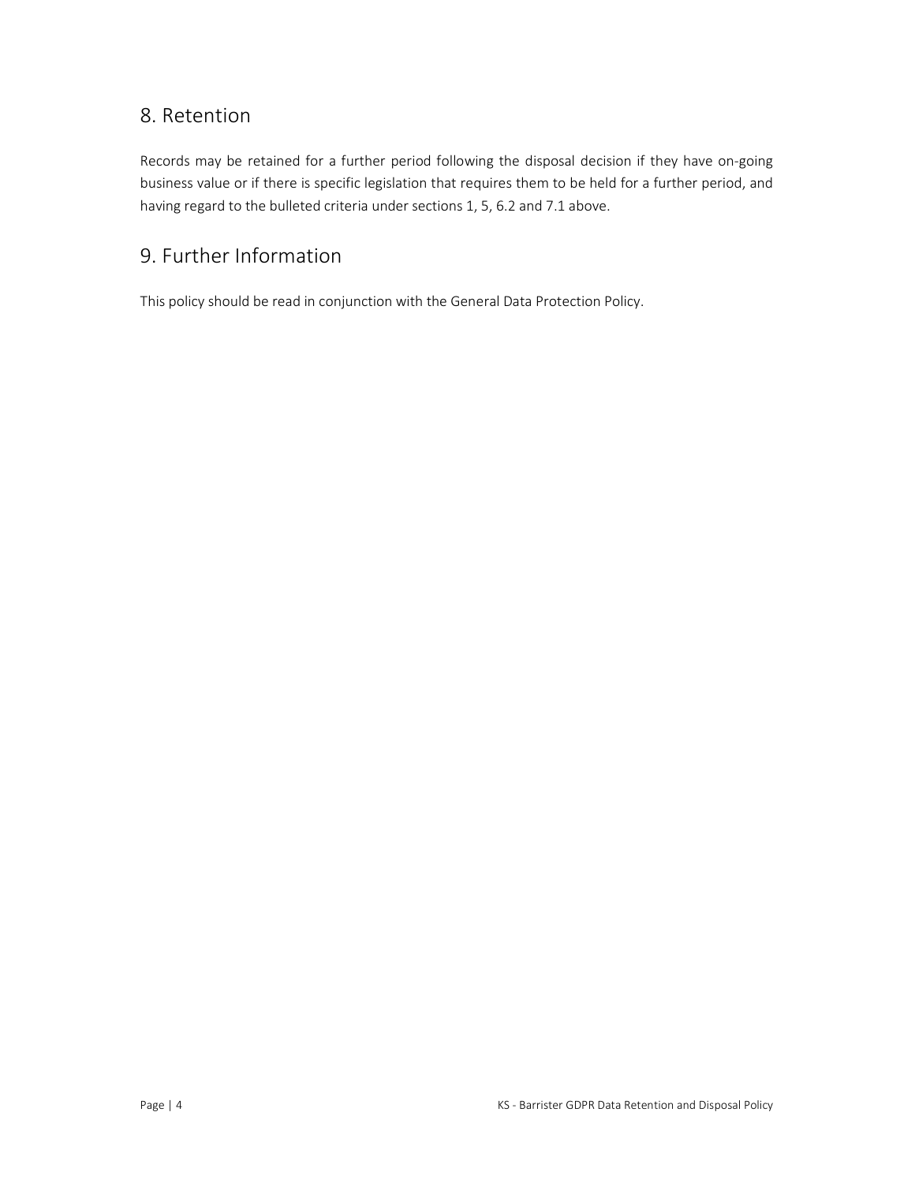## 8. Retention

Records may be retained for a further period following the disposal decision if they have on-going business value or if there is specific legislation that requires them to be held for a further period, and having regard to the bulleted criteria under sections 1, 5, 6.2 and 7.1 above.

## 9. Further Information

This policy should be read in conjunction with the General Data Protection Policy.